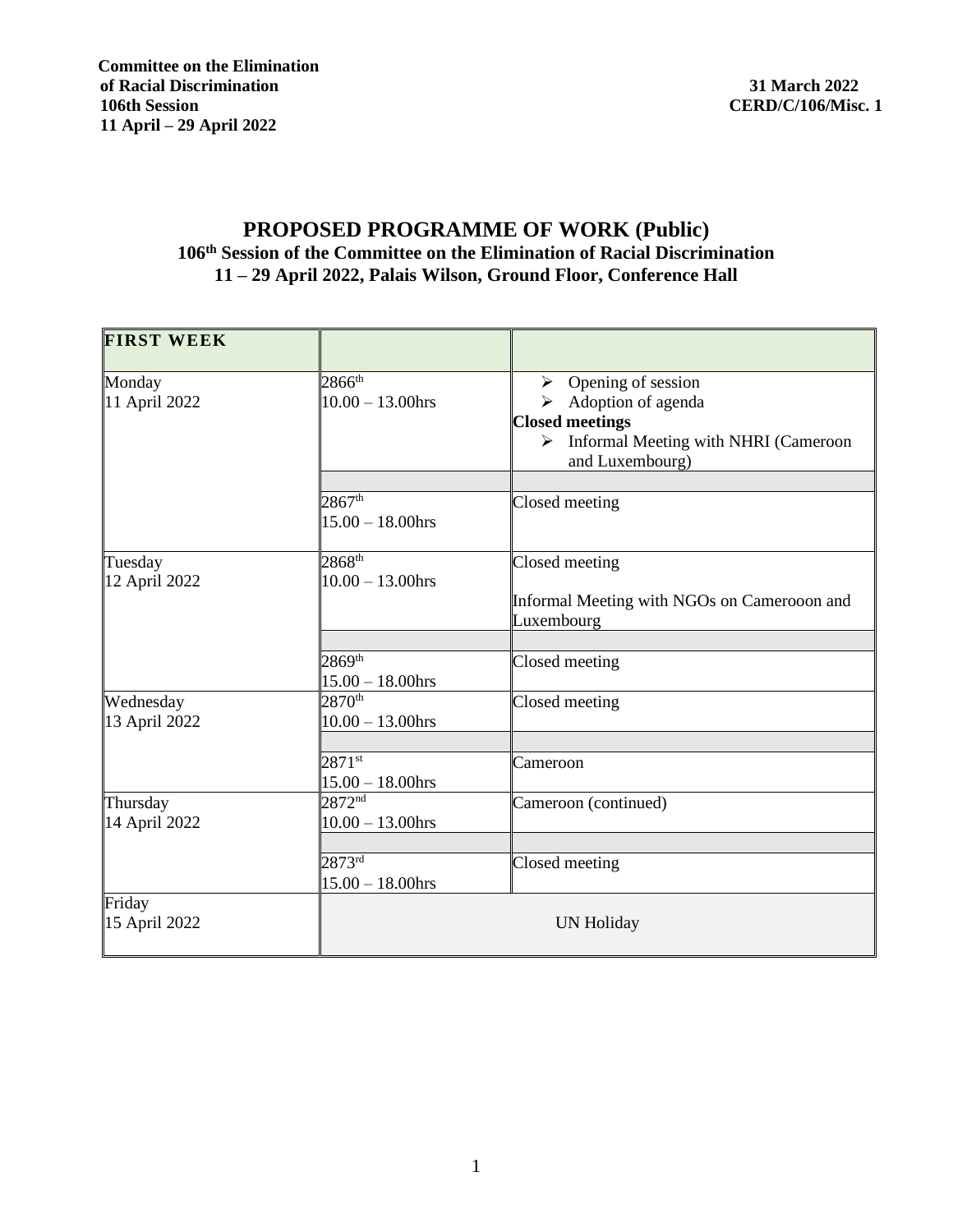**Committee on the Elimination of Racial Discrimination**
**106th Session**
**11 April – 29 April 2022**

**31 March 2022**
**CERD/C/106/Misc. 1**

# PROPOSED PROGRAMME OF WORK (Public)

## 106th Session of the Committee on the Elimination of Racial Discrimination
## 11 – 29 April 2022, Palais Wilson, Ground Floor, Conference Hall

| **FIRST WEEK** | | |
|---|---|---|
| Monday 11 April 2022 | 2866th 10.00 – 13.00hrs | ➢ Opening of session ➢ Adoption of agenda **Closed meetings** ➢ Informal Meeting with NHRI (Cameroon and Luxembourg) |
| | | |
| | 2867th 15.00 – 18.00hrs | Closed meeting |
| Tuesday 12 April 2022 | 2868th 10.00 – 13.00hrs | Closed meeting Informal Meeting with NGOs on Camerooon and Luxembourg |
| | | |
| | 2869th 15.00 – 18.00hrs | Closed meeting |
| Wednesday 13 April 2022 | 2870th 10.00 – 13.00hrs | Closed meeting |
| | | |
| | 2871st 15.00 – 18.00hrs | Cameroon |
| Thursday 14 April 2022 | 2872nd 10.00 – 13.00hrs | Cameroon (continued) |
| | | |
| | 2873rd 15.00 – 18.00hrs | Closed meeting |
| Friday 15 April 2022 | UN Holiday | |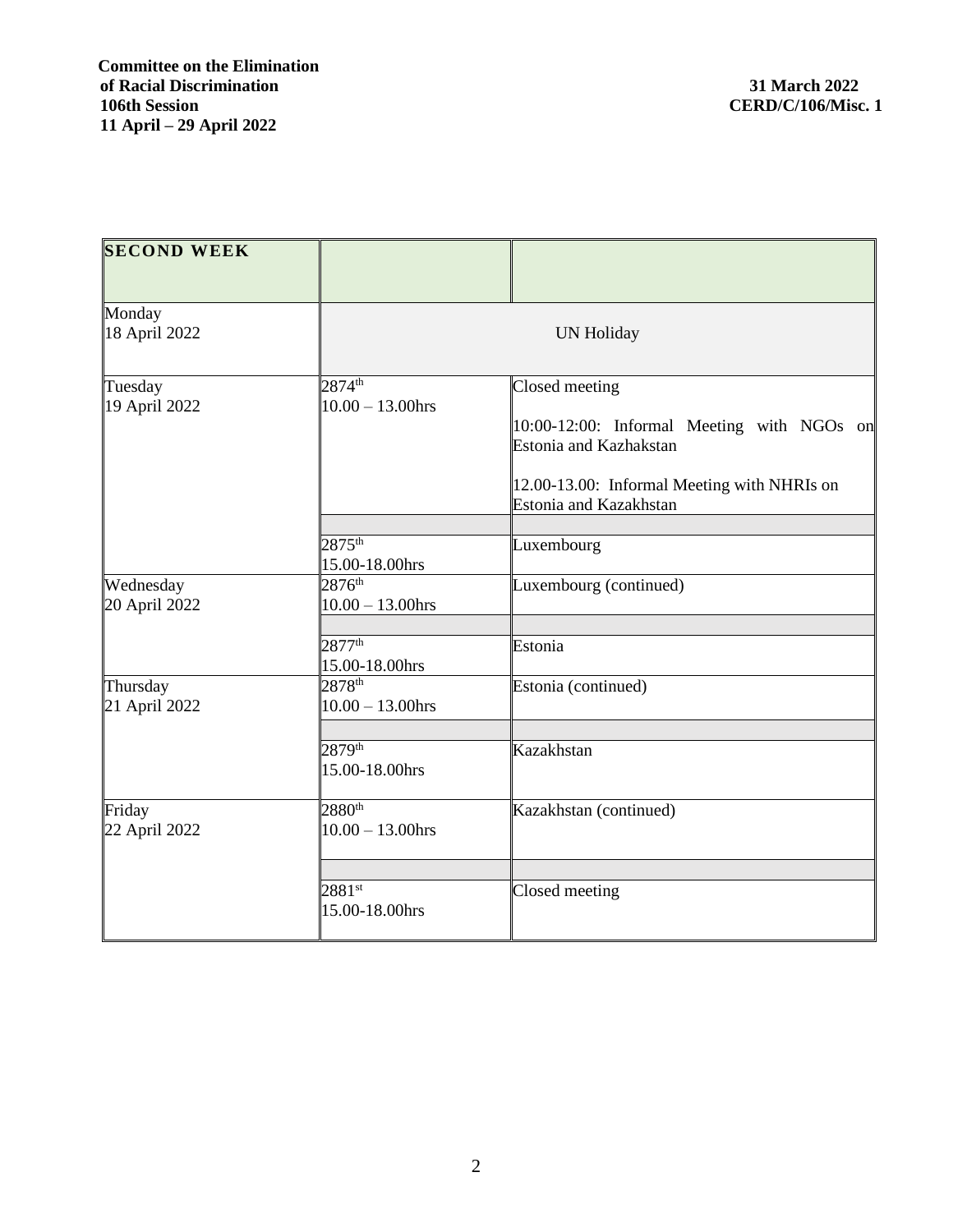**Committee on the Elimination of Racial Discrimination**
**106th Session**
**11 April – 29 April 2022**

**31 March 2022**
**CERD/C/106/Misc. 1**

| **SECOND WEEK** | | |
|---|---|---|
| Monday<br>18 April 2022 | UN Holiday | |
| Tuesday<br>19 April 2022 | 2874th<br>10.00 – 13.00hrs | Closed meeting<br><br>10:00-12:00: Informal Meeting with NGOs on Estonia and Kazhakstan<br><br>12.00-13.00: Informal Meeting with NHRIs on Estonia and Kazakhstan |
| | | |
| | 2875th<br>15.00-18.00hrs | Luxembourg |
| Wednesday<br>20 April 2022 | 2876th<br>10.00 – 13.00hrs | Luxembourg (continued) |
| | | |
| | 2877th<br>15.00-18.00hrs | Estonia |
| Thursday<br>21 April 2022 | 2878th<br>10.00 – 13.00hrs | Estonia (continued) |
| | | |
| | 2879th<br>15.00-18.00hrs | Kazakhstan |
| Friday<br>22 April 2022 | 2880th<br>10.00 – 13.00hrs | Kazakhstan (continued) |
| | | |
| | 2881st<br>15.00-18.00hrs | Closed meeting |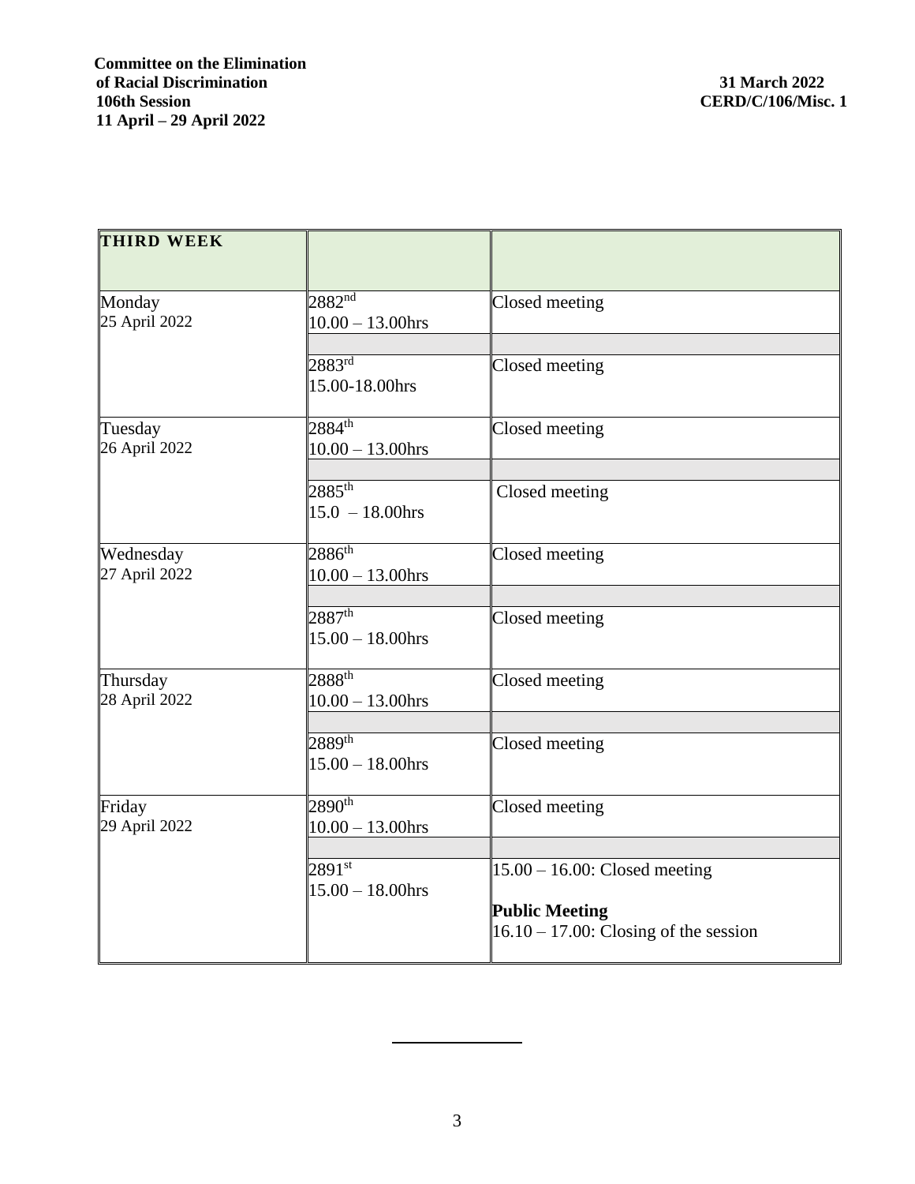**Committee on the Elimination of Racial Discrimination**
**106th Session**
**11 April – 29 April 2022**

**31 March 2022**
**CERD/C/106/Misc. 1**

| **THIRD WEEK** | | |
|---|---|---|
| Monday<br>25 April 2022 | 2882nd<br>10.00 – 13.00hrs | Closed meeting |
| | | |
| | 2883rd<br>15.00-18.00hrs | Closed meeting |
| Tuesday<br>26 April 2022 | 2884th<br>10.00 – 13.00hrs | Closed meeting |
| | | |
| | 2885th<br>15.0 – 18.00hrs | Closed meeting |
| Wednesday<br>27 April 2022 | 2886th<br>10.00 – 13.00hrs | Closed meeting |
| | | |
| | 2887th<br>15.00 – 18.00hrs | Closed meeting |
| Thursday<br>28 April 2022 | 2888th<br>10.00 – 13.00hrs | Closed meeting |
| | | |
| | 2889th<br>15.00 – 18.00hrs | Closed meeting |
| Friday<br>29 April 2022 | 2890th<br>10.00 – 13.00hrs | Closed meeting |
| | | |
| | 2891st<br>15.00 – 18.00hrs | 15.00 – 16.00: Closed meeting<br><br>**Public Meeting**<br>16.10 – 17.00: Closing of the session |